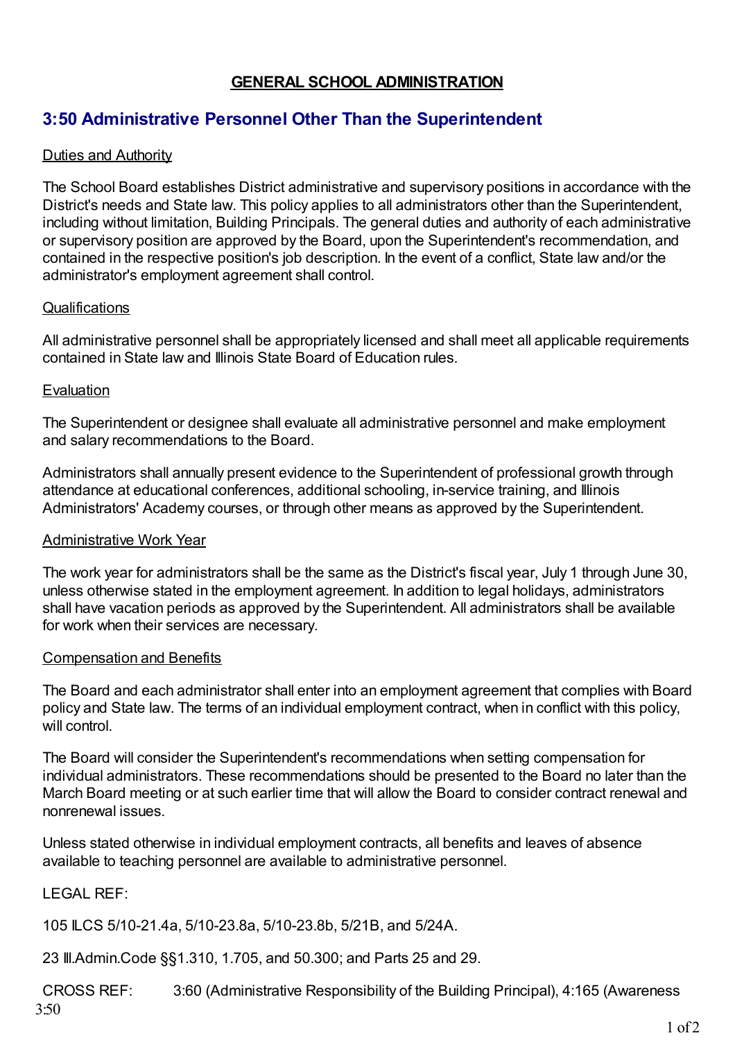# GENERAL SCHOOL ADMINISTRATION

## 3:50 Administrative Personnel Other Than the Superintendent

### Duties and Authority

The School Board establishes District administrative and supervisory positions in accordance with the District's needs and State law. This policy applies to all administrators other than the Superintendent, including without limitation, Building Principals. The general duties and authority of each administrative or supervisory position are approved by the Board, upon the Superintendent's recommendation, and contained in the respective position's job description. In the event of a conflict, State law and/or the administrator's employment agreement shall control.

### Qualifications

All administrative personnel shall be appropriately licensed and shall meet all applicable requirements contained in State law and Illinois State Board of Education rules.

### Evaluation

The Superintendent or designee shall evaluate all administrative personnel and make employment and salary recommendations to the Board.

Administrators shall annually present evidence to the Superintendent of professional growth through attendance at educational conferences, additional schooling, in-service training, and Illinois Administrators' Academy courses, or through other means as approved by the Superintendent.

### Administrative Work Year

The work year for administrators shall be the same as the District's fiscal year, July 1 through June 30, unless otherwise stated in the employment agreement. In addition to legal holidays, administrators shall have vacation periods as approved by the Superintendent. All administrators shall be available for work when their services are necessary.

### Compensation and Benefits

The Board and each administrator shall enter into an employment agreement that complies with Board policy and State law. The terms of an individual employment contract, when in conflict with this policy, will control.

The Board will consider the Superintendent's recommendations when setting compensation for individual administrators. These recommendations should be presented to the Board no later than the March Board meeting or at such earlier time that will allow the Board to consider contract renewal and nonrenewal issues.

Unless stated otherwise in individual employment contracts, all benefits and leaves of absence available to teaching personnel are available to administrative personnel.

LEGAL REF:

105 ILCS 5/10-21.4a, 5/10-23.8a, 5/10-23.8b, 5/21B, and 5/24A.

23 Ill.Admin.Code §§1.310, 1.705, and 50.300; and Parts 25 and 29.

CROSS REF: 3:60 (Administrative Responsibility of the Building Principal), 4:165 (Awareness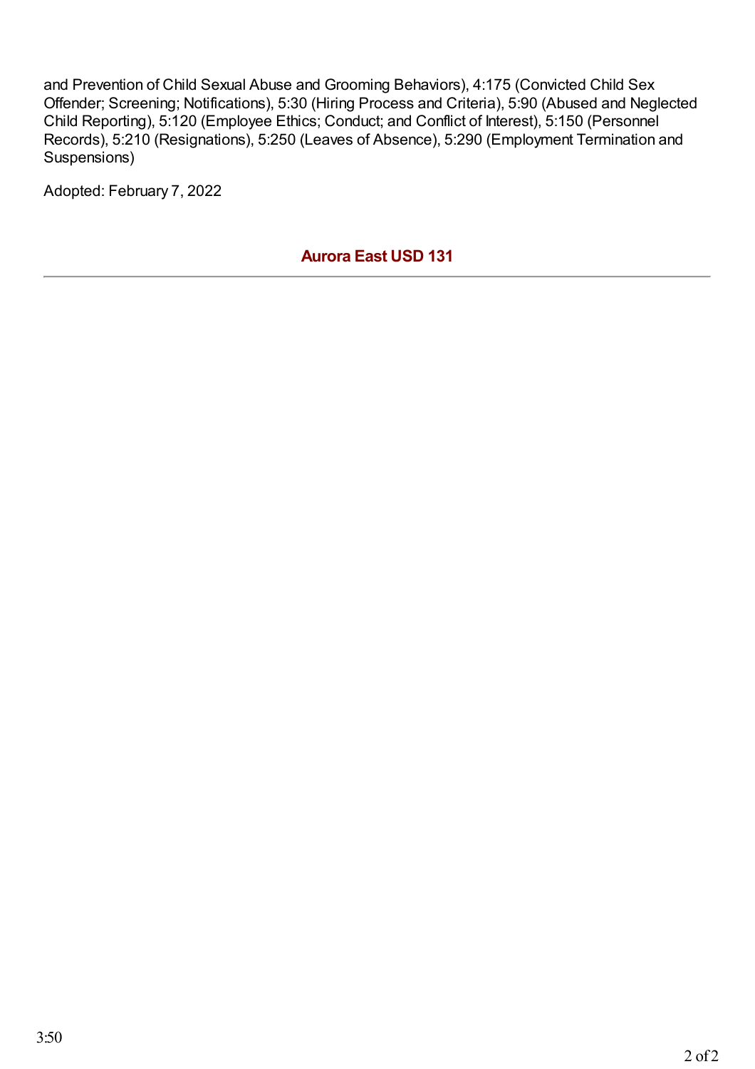and Prevention of Child Sexual Abuse and Grooming Behaviors), 4:175 (Convicted Child Sex Offender; Screening; Notifications), 5:30 (Hiring Process and Criteria), 5:90 (Abused and Neglected Child Reporting), 5:120 (Employee Ethics; Conduct; and Conflict of Interest), 5:150 (Personnel Records), 5:210 (Resignations), 5:250 (Leaves of Absence), 5:290 (Employment Termination and Suspensions)

Adopted: February 7, 2022